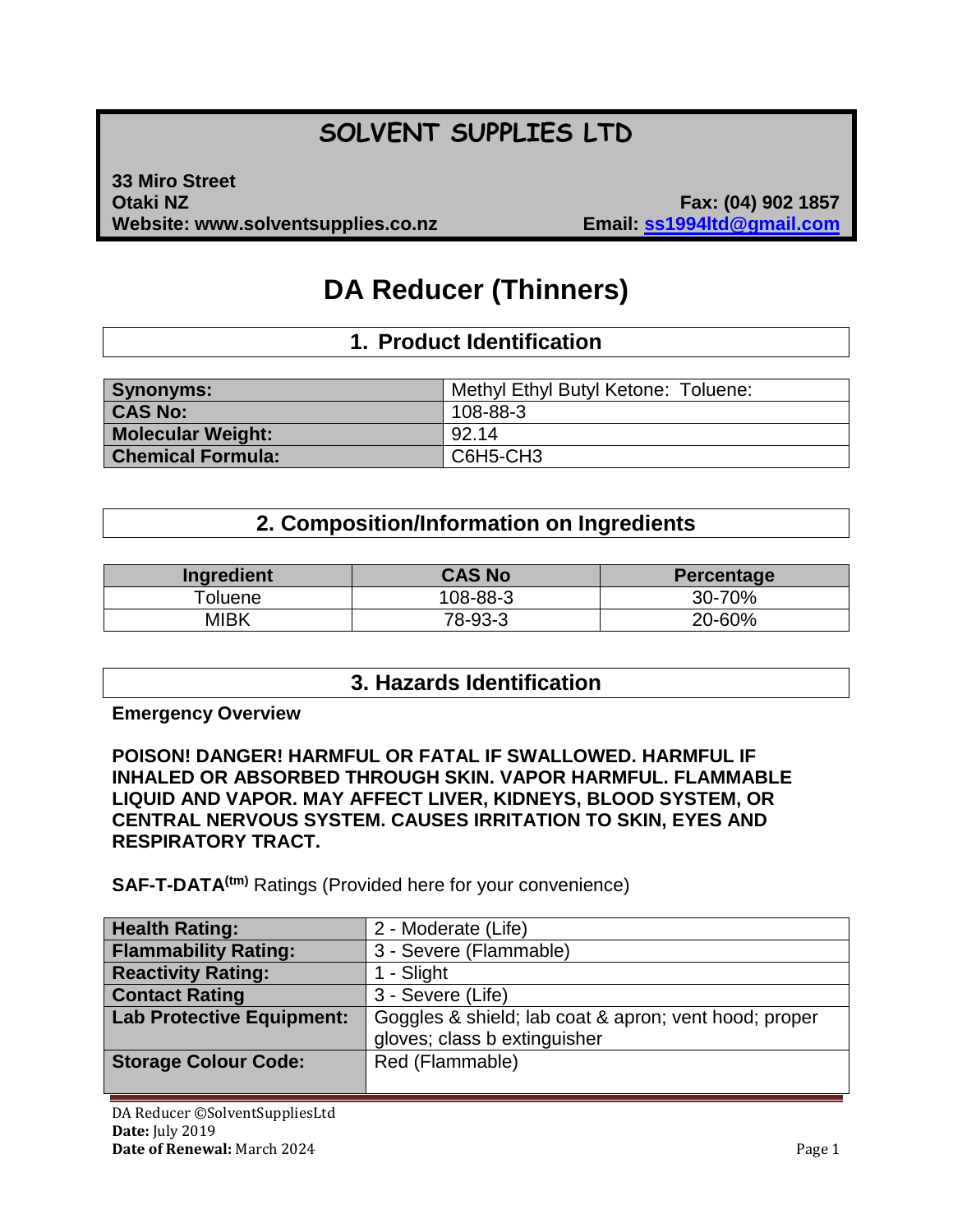# SOLVENT SUPPLIES LTD

**33 Miro Street**
**Otaki NZ**
**Website: www.solventsupplies.co.nz**

**Fax: (04) 902 1857**
**Email: ss1994ltd@gmail.com**

# DA Reducer (Thinners)

## 1. Product Identification

| | |
|---|---|
| **Synonyms:** | Methyl Ethyl Butyl Ketone: Toluene: |
| **CAS No:** | 108-88-3 |
| **Molecular Weight:** | 92.14 |
| **Chemical Formula:** | $C_6H_5$-$CH_3$ |

## 2. Composition/Information on Ingredients

| Ingredient | CAS No | Percentage |
|---|---|---|
| Toluene | 108-88-3 | 30-70% |
| MIBK | 78-93-3 | 20-60% |

## 3. Hazards Identification

**Emergency Overview**

**POISON! DANGER! HARMFUL OR FATAL IF SWALLOWED. HARMFUL IF INHALED OR ABSORBED THROUGH SKIN. VAPOR HARMFUL. FLAMMABLE LIQUID AND VAPOR. MAY AFFECT LIVER, KIDNEYS, BLOOD SYSTEM, OR CENTRAL NERVOUS SYSTEM. CAUSES IRRITATION TO SKIN, EYES AND RESPIRATORY TRACT.**

**SAF-T-DATA(tm)** Ratings (Provided here for your convenience)

| | |
|---|---|
| **Health Rating:** | 2 - Moderate (Life) |
| **Flammability Rating:** | 3 - Severe (Flammable) |
| **Reactivity Rating:** | 1 - Slight |
| **Contact Rating** | 3 - Severe (Life) |
| **Lab Protective Equipment:** | Goggles & shield; lab coat & apron; vent hood; proper gloves; class b extinguisher |
| **Storage Colour Code:** | Red (Flammable) |

DA Reducer ©SolventSuppliesLtd
**Date:** July 2019
**Date of Renewal:** March 2024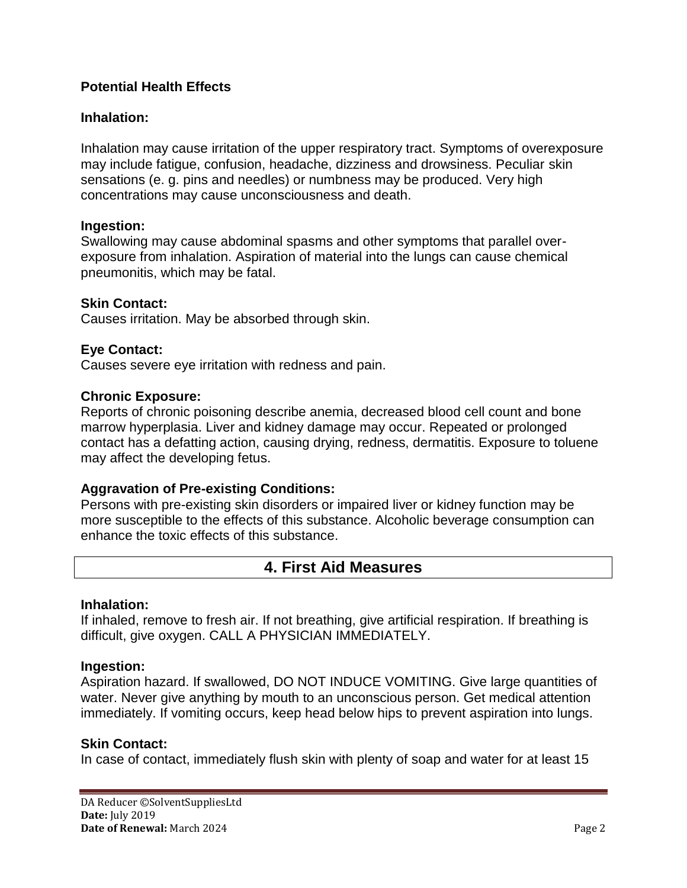**Potential Health Effects**

**Inhalation:**

Inhalation may cause irritation of the upper respiratory tract. Symptoms of overexposure may include fatigue, confusion, headache, dizziness and drowsiness. Peculiar skin sensations (e. g. pins and needles) or numbness may be produced. Very high concentrations may cause unconsciousness and death.

**Ingestion:**
Swallowing may cause abdominal spasms and other symptoms that parallel over-exposure from inhalation. Aspiration of material into the lungs can cause chemical pneumonitis, which may be fatal.

**Skin Contact:**
Causes irritation. May be absorbed through skin.

**Eye Contact:**
Causes severe eye irritation with redness and pain.

**Chronic Exposure:**
Reports of chronic poisoning describe anemia, decreased blood cell count and bone marrow hyperplasia. Liver and kidney damage may occur. Repeated or prolonged contact has a defatting action, causing drying, redness, dermatitis. Exposure to toluene may affect the developing fetus.

**Aggravation of Pre-existing Conditions:**
Persons with pre-existing skin disorders or impaired liver or kidney function may be more susceptible to the effects of this substance. Alcoholic beverage consumption can enhance the toxic effects of this substance.

## 4. First Aid Measures

**Inhalation:**
If inhaled, remove to fresh air. If not breathing, give artificial respiration. If breathing is difficult, give oxygen. CALL A PHYSICIAN IMMEDIATELY.

**Ingestion:**
Aspiration hazard. If swallowed, DO NOT INDUCE VOMITING. Give large quantities of water. Never give anything by mouth to an unconscious person. Get medical attention immediately. If vomiting occurs, keep head below hips to prevent aspiration into lungs.

**Skin Contact:**
In case of contact, immediately flush skin with plenty of soap and water for at least 15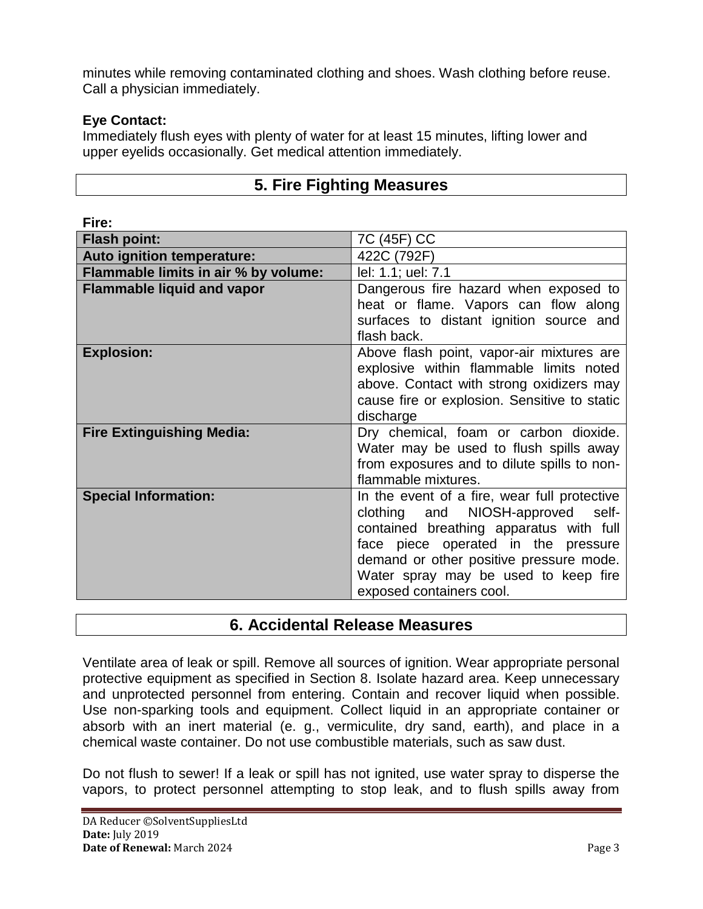minutes while removing contaminated clothing and shoes. Wash clothing before reuse. Call a physician immediately.

**Eye Contact:**
Immediately flush eyes with plenty of water for at least 15 minutes, lifting lower and upper eyelids occasionally. Get medical attention immediately.

## 5. Fire Fighting Measures

**Fire:**

| | |
|---|---|
| **Flash point:** | 7C (45F) CC |
| **Auto ignition temperature:** | 422C (792F) |
| **Flammable limits in air % by volume:** | lel: 1.1; uel: 7.1 |
| **Flammable liquid and vapor** | Dangerous fire hazard when exposed to heat or flame. Vapors can flow along surfaces to distant ignition source and flash back. |
| **Explosion:** | Above flash point, vapor-air mixtures are explosive within flammable limits noted above. Contact with strong oxidizers may cause fire or explosion. Sensitive to static discharge |
| **Fire Extinguishing Media:** | Dry chemical, foam or carbon dioxide. Water may be used to flush spills away from exposures and to dilute spills to non-flammable mixtures. |
| **Special Information:** | In the event of a fire, wear full protective clothing and NIOSH-approved self-contained breathing apparatus with full face piece operated in the pressure demand or other positive pressure mode. Water spray may be used to keep fire exposed containers cool. |

## 6. Accidental Release Measures

Ventilate area of leak or spill. Remove all sources of ignition. Wear appropriate personal protective equipment as specified in Section 8. Isolate hazard area. Keep unnecessary and unprotected personnel from entering. Contain and recover liquid when possible. Use non-sparking tools and equipment. Collect liquid in an appropriate container or absorb with an inert material (e. g., vermiculite, dry sand, earth), and place in a chemical waste container. Do not use combustible materials, such as saw dust.

Do not flush to sewer! If a leak or spill has not ignited, use water spray to disperse the vapors, to protect personnel attempting to stop leak, and to flush spills away from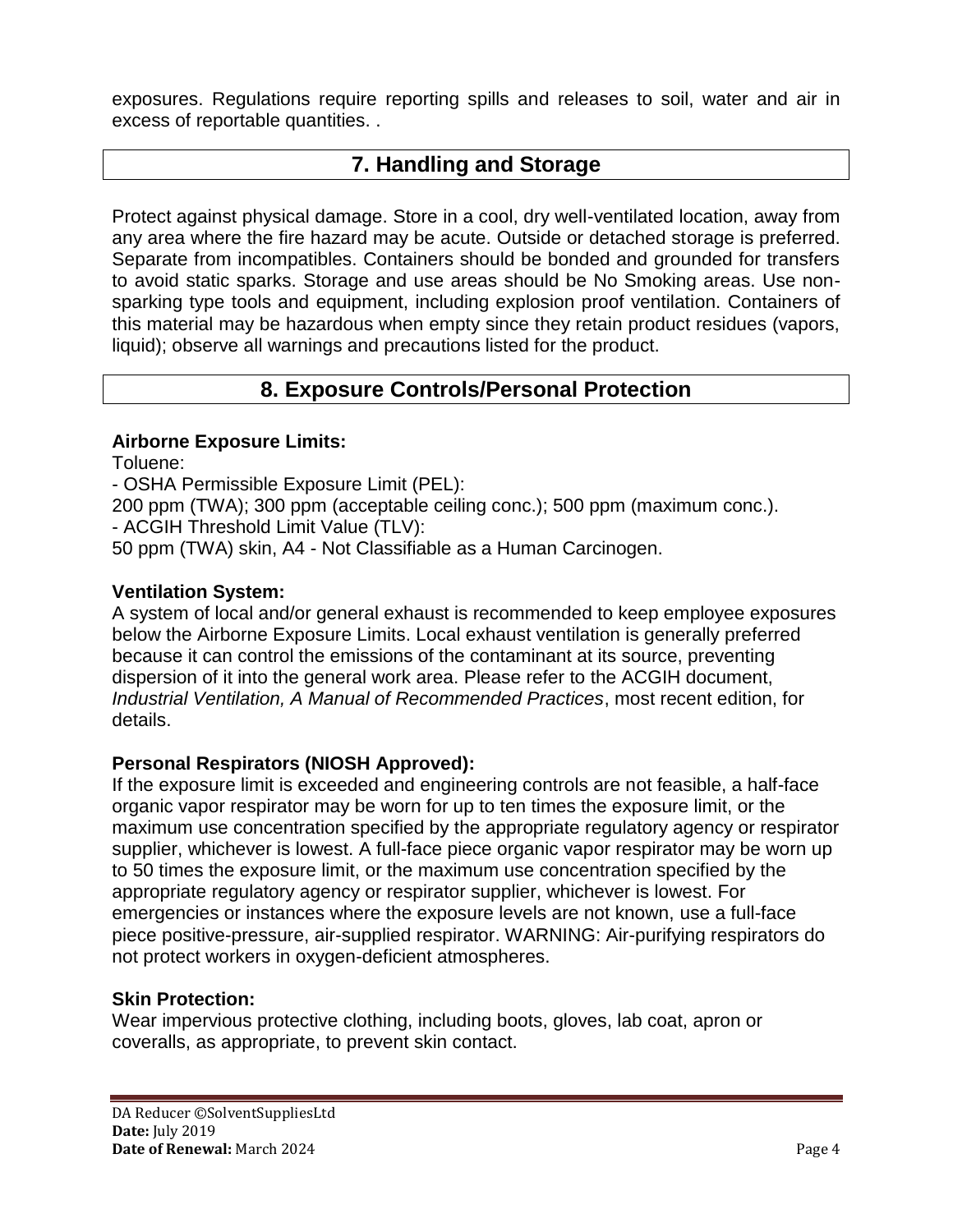exposures. Regulations require reporting spills and releases to soil, water and air in excess of reportable quantities. .

## 7. Handling and Storage

Protect against physical damage. Store in a cool, dry well-ventilated location, away from any area where the fire hazard may be acute. Outside or detached storage is preferred. Separate from incompatibles. Containers should be bonded and grounded for transfers to avoid static sparks. Storage and use areas should be No Smoking areas. Use non-sparking type tools and equipment, including explosion proof ventilation. Containers of this material may be hazardous when empty since they retain product residues (vapors, liquid); observe all warnings and precautions listed for the product.

## 8. Exposure Controls/Personal Protection

**Airborne Exposure Limits:**

Toluene:

- OSHA Permissible Exposure Limit (PEL):

200 ppm (TWA); 300 ppm (acceptable ceiling conc.); 500 ppm (maximum conc.).

- ACGIH Threshold Limit Value (TLV):

50 ppm (TWA) skin, A4 - Not Classifiable as a Human Carcinogen.

**Ventilation System:**

A system of local and/or general exhaust is recommended to keep employee exposures below the Airborne Exposure Limits. Local exhaust ventilation is generally preferred because it can control the emissions of the contaminant at its source, preventing dispersion of it into the general work area. Please refer to the ACGIH document, *Industrial Ventilation, A Manual of Recommended Practices*, most recent edition, for details.

**Personal Respirators (NIOSH Approved):**

If the exposure limit is exceeded and engineering controls are not feasible, a half-face organic vapor respirator may be worn for up to ten times the exposure limit, or the maximum use concentration specified by the appropriate regulatory agency or respirator supplier, whichever is lowest. A full-face piece organic vapor respirator may be worn up to 50 times the exposure limit, or the maximum use concentration specified by the appropriate regulatory agency or respirator supplier, whichever is lowest. For emergencies or instances where the exposure levels are not known, use a full-face piece positive-pressure, air-supplied respirator. WARNING: Air-purifying respirators do not protect workers in oxygen-deficient atmospheres.

**Skin Protection:**

Wear impervious protective clothing, including boots, gloves, lab coat, apron or coveralls, as appropriate, to prevent skin contact.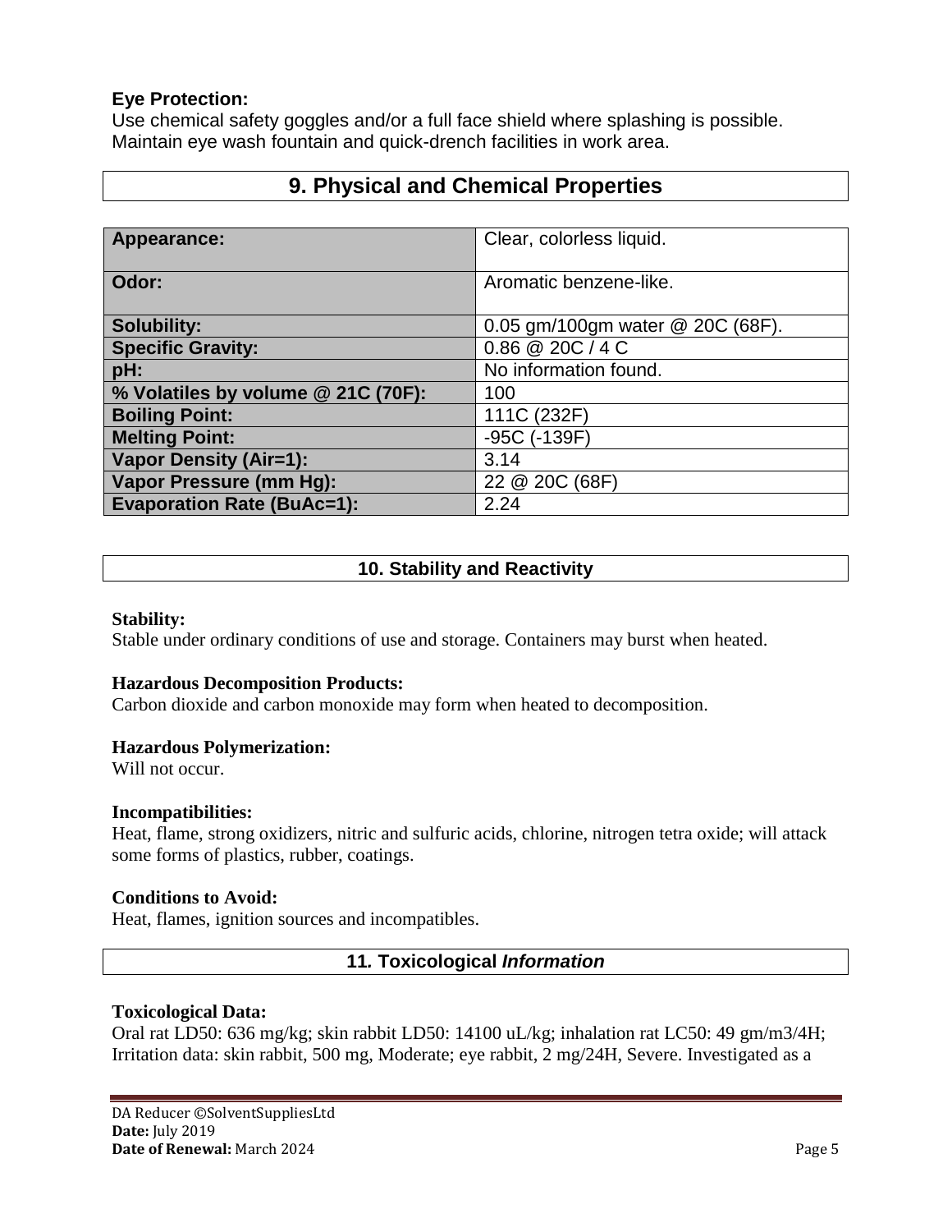**Eye Protection:**
Use chemical safety goggles and/or a full face shield where splashing is possible. Maintain eye wash fountain and quick-drench facilities in work area.

## 9. Physical and Chemical Properties

| | |
|---|---|
| **Appearance:** | Clear, colorless liquid. |
| **Odor:** | Aromatic benzene-like. |
| **Solubility:** | 0.05 gm/100gm water @ 20C (68F). |
| **Specific Gravity:** | 0.86 @ 20C / 4 C |
| **pH:** | No information found. |
| **% Volatiles by volume @ 21C (70F):** | 100 |
| **Boiling Point:** | 111C (232F) |
| **Melting Point:** | -95C (-139F) |
| **Vapor Density (Air=1):** | 3.14 |
| **Vapor Pressure (mm Hg):** | 22 @ 20C (68F) |
| **Evaporation Rate (BuAc=1):** | 2.24 |

## 10. Stability and Reactivity

**Stability:**
Stable under ordinary conditions of use and storage. Containers may burst when heated.

**Hazardous Decomposition Products:**
Carbon dioxide and carbon monoxide may form when heated to decomposition.

**Hazardous Polymerization:**
Will not occur.

**Incompatibilities:**
Heat, flame, strong oxidizers, nitric and sulfuric acids, chlorine, nitrogen tetra oxide; will attack some forms of plastics, rubber, coatings.

**Conditions to Avoid:**
Heat, flames, ignition sources and incompatibles.

## 11. Toxicological *Information*

**Toxicological Data:**
Oral rat LD50: 636 mg/kg; skin rabbit LD50: 14100 uL/kg; inhalation rat LC50: 49 gm/m3/4H; Irritation data: skin rabbit, 500 mg, Moderate; eye rabbit, 2 mg/24H, Severe. Investigated as a

DA Reducer ©SolventSuppliesLtd
**Date:** July 2019
**Date of Renewal:** March 2024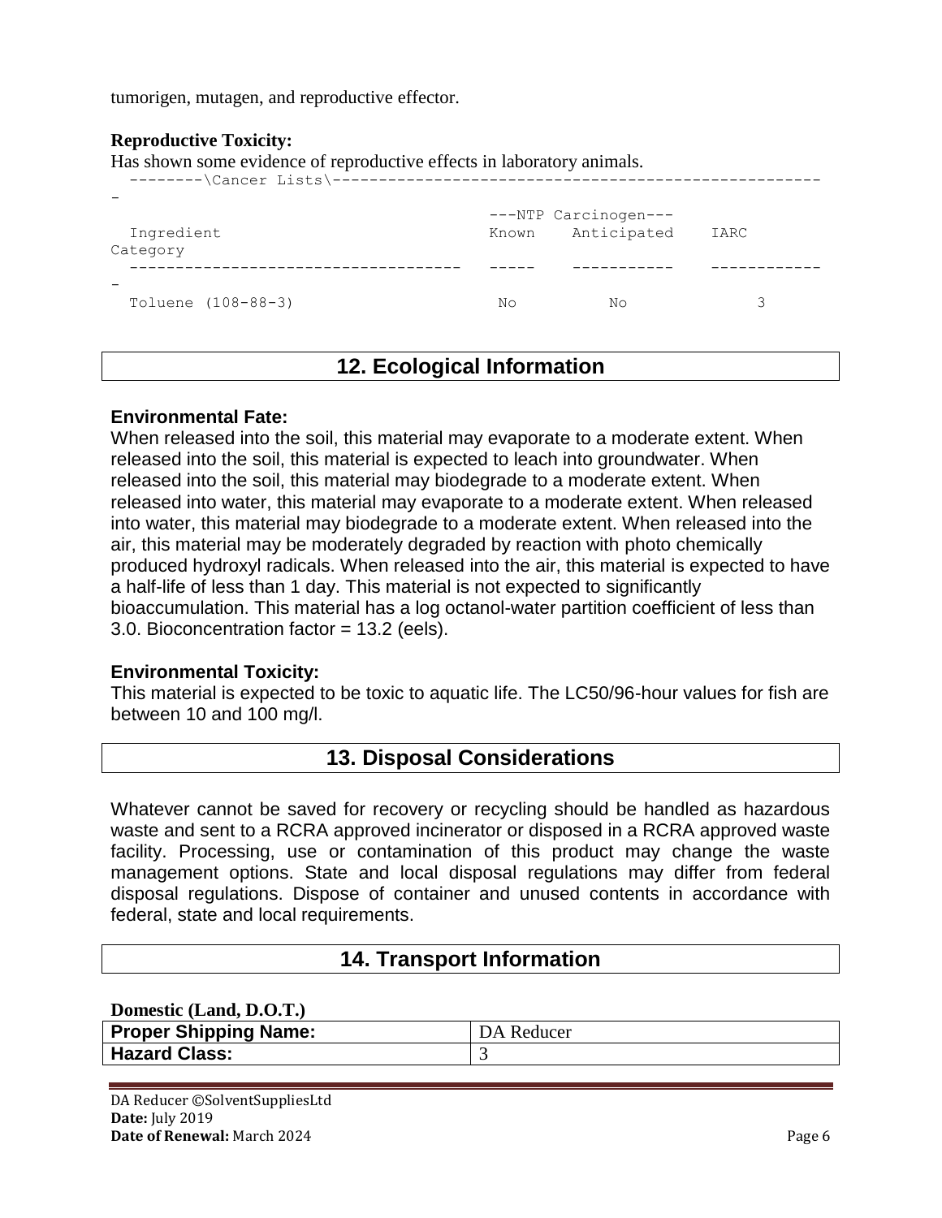tumorigen, mutagen, and reproductive effector.

**Reproductive Toxicity:**
Has shown some evidence of reproductive effects in laboratory animals.

--------\Cancer Lists\------------------------------------------------------

| Ingredient | ---NTP Carcinogen--- Known | Anticipated | IARC Category |
|---|---|---|---|
| Toluene (108-88-3) | No | No | 3 |

## 12. Ecological Information

**Environmental Fate:**
When released into the soil, this material may evaporate to a moderate extent. When released into the soil, this material is expected to leach into groundwater. When released into the soil, this material may biodegrade to a moderate extent. When released into water, this material may evaporate to a moderate extent. When released into water, this material may biodegrade to a moderate extent. When released into the air, this material may be moderately degraded by reaction with photo chemically produced hydroxyl radicals. When released into the air, this material is expected to have a half-life of less than 1 day. This material is not expected to significantly bioaccumulation. This material has a log octanol-water partition coefficient of less than 3.0. Bioconcentration factor = 13.2 (eels).

**Environmental Toxicity:**
This material is expected to be toxic to aquatic life. The LC50/96-hour values for fish are between 10 and 100 mg/l.

## 13. Disposal Considerations

Whatever cannot be saved for recovery or recycling should be handled as hazardous waste and sent to a RCRA approved incinerator or disposed in a RCRA approved waste facility. Processing, use or contamination of this product may change the waste management options. State and local disposal regulations may differ from federal disposal regulations. Dispose of container and unused contents in accordance with federal, state and local requirements.

## 14. Transport Information

**Domestic (Land, D.O.T.)**

| | |
|---|---|
| **Proper Shipping Name:** | DA Reducer |
| **Hazard Class:** | 3 |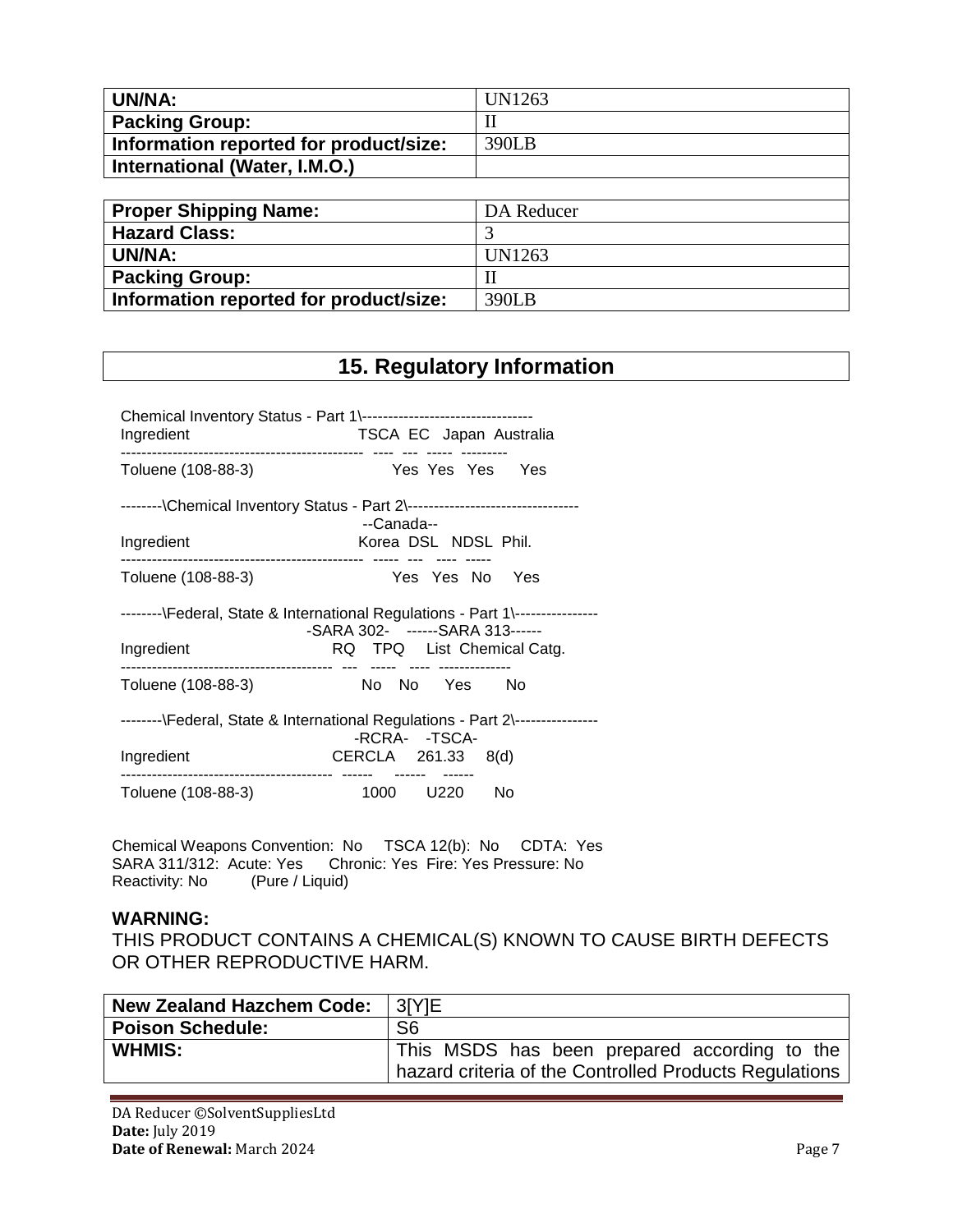| | |
|---|---|
| **UN/NA:** | UN1263 |
| **Packing Group:** | II |
| **Information reported for product/size:** | 390LB |
| **International (Water, I.M.O.)** | |

| | |
|---|---|
| **Proper Shipping Name:** | DA Reducer |
| **Hazard Class:** | 3 |
| **UN/NA:** | UN1263 |
| **Packing Group:** | II |
| **Information reported for product/size:** | 390LB |

## 15. Regulatory Information

Chemical Inventory Status - Part 1

| Ingredient | TSCA | EC | Japan | Australia |
|---|---|---|---|---|
| Toluene (108-88-3) | Yes | Yes | Yes | Yes |

Chemical Inventory Status - Part 2

| Ingredient | Korea | --Canada-- DSL | --Canada-- NDSL | Phil. |
|---|---|---|---|---|
| Toluene (108-88-3) | Yes | Yes | No | Yes |

Federal, State & International Regulations - Part 1

| Ingredient | -SARA 302- RQ | -SARA 302- TPQ | ------SARA 313------ List | ------SARA 313------ Chemical Catg. |
|---|---|---|---|---|
| Toluene (108-88-3) | No | No | Yes | No |

Federal, State & International Regulations - Part 2

| Ingredient | CERCLA | -RCRA- 261.33 | -TSCA- 8(d) |
|---|---|---|---|
| Toluene (108-88-3) | 1000 | U220 | No |

Chemical Weapons Convention: No TSCA 12(b): No CDTA: Yes
SARA 311/312: Acute: Yes Chronic: Yes Fire: Yes Pressure: No
Reactivity: No (Pure / Liquid)

**WARNING:**
THIS PRODUCT CONTAINS A CHEMICAL(S) KNOWN TO CAUSE BIRTH DEFECTS OR OTHER REPRODUCTIVE HARM.

| | |
|---|---|
| **New Zealand Hazchem Code:** | 3[Y]E |
| **Poison Schedule:** | S6 |
| **WHMIS:** | This MSDS has been prepared according to the hazard criteria of the Controlled Products Regulations |

DA Reducer ©SolventSuppliesLtd
**Date:** July 2019
**Date of Renewal:** March 2024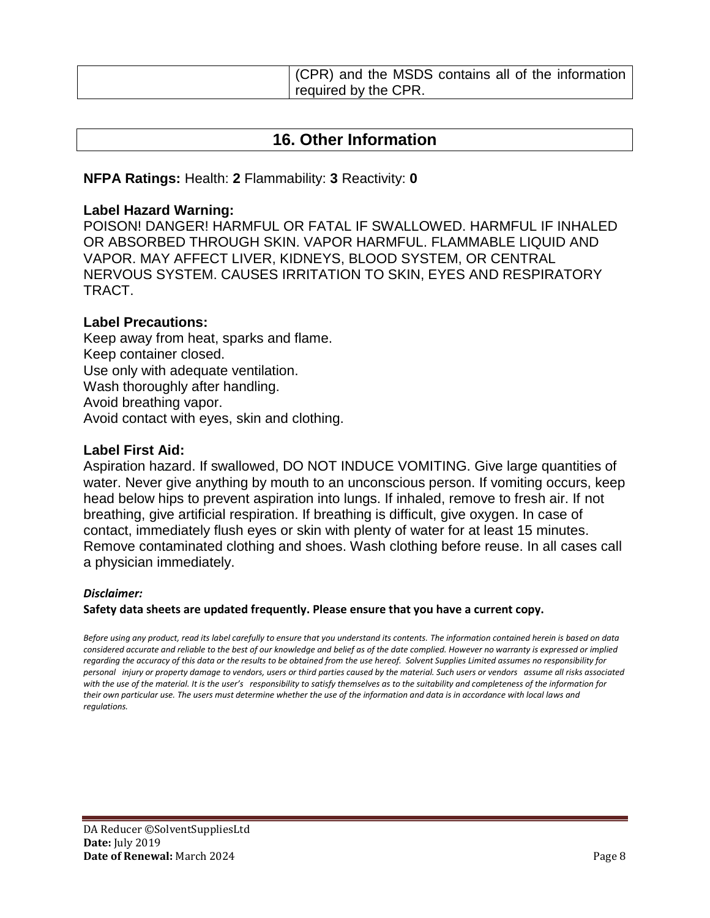| | |
|---|---|
| | (CPR) and the MSDS contains all of the information required by the CPR. |

## 16. Other Information

**NFPA Ratings:** Health: **2** Flammability: **3** Reactivity: **0**

**Label Hazard Warning:**

POISON! DANGER! HARMFUL OR FATAL IF SWALLOWED. HARMFUL IF INHALED OR ABSORBED THROUGH SKIN. VAPOR HARMFUL. FLAMMABLE LIQUID AND VAPOR. MAY AFFECT LIVER, KIDNEYS, BLOOD SYSTEM, OR CENTRAL NERVOUS SYSTEM. CAUSES IRRITATION TO SKIN, EYES AND RESPIRATORY TRACT.

**Label Precautions:**

Keep away from heat, sparks and flame.
Keep container closed.
Use only with adequate ventilation.
Wash thoroughly after handling.
Avoid breathing vapor.
Avoid contact with eyes, skin and clothing.

**Label First Aid:**

Aspiration hazard. If swallowed, DO NOT INDUCE VOMITING. Give large quantities of water. Never give anything by mouth to an unconscious person. If vomiting occurs, keep head below hips to prevent aspiration into lungs. If inhaled, remove to fresh air. If not breathing, give artificial respiration. If breathing is difficult, give oxygen. In case of contact, immediately flush eyes or skin with plenty of water for at least 15 minutes. Remove contaminated clothing and shoes. Wash clothing before reuse. In all cases call a physician immediately.

***Disclaimer:***

**Safety data sheets are updated frequently. Please ensure that you have a current copy.**

*Before using any product, read its label carefully to ensure that you understand its contents. The information contained herein is based on data considered accurate and reliable to the best of our knowledge and belief as of the date complied. However no warranty is expressed or implied regarding the accuracy of this data or the results to be obtained from the use hereof. Solvent Supplies Limited assumes no responsibility for personal injury or property damage to vendors, users or third parties caused by the material. Such users or vendors assume all risks associated with the use of the material. It is the user's responsibility to satisfy themselves as to the suitability and completeness of the information for their own particular use. The users must determine whether the use of the information and data is in accordance with local laws and regulations.*

DA Reducer ©SolventSuppliesLtd
**Date:** July 2019
**Date of Renewal:** March 2024